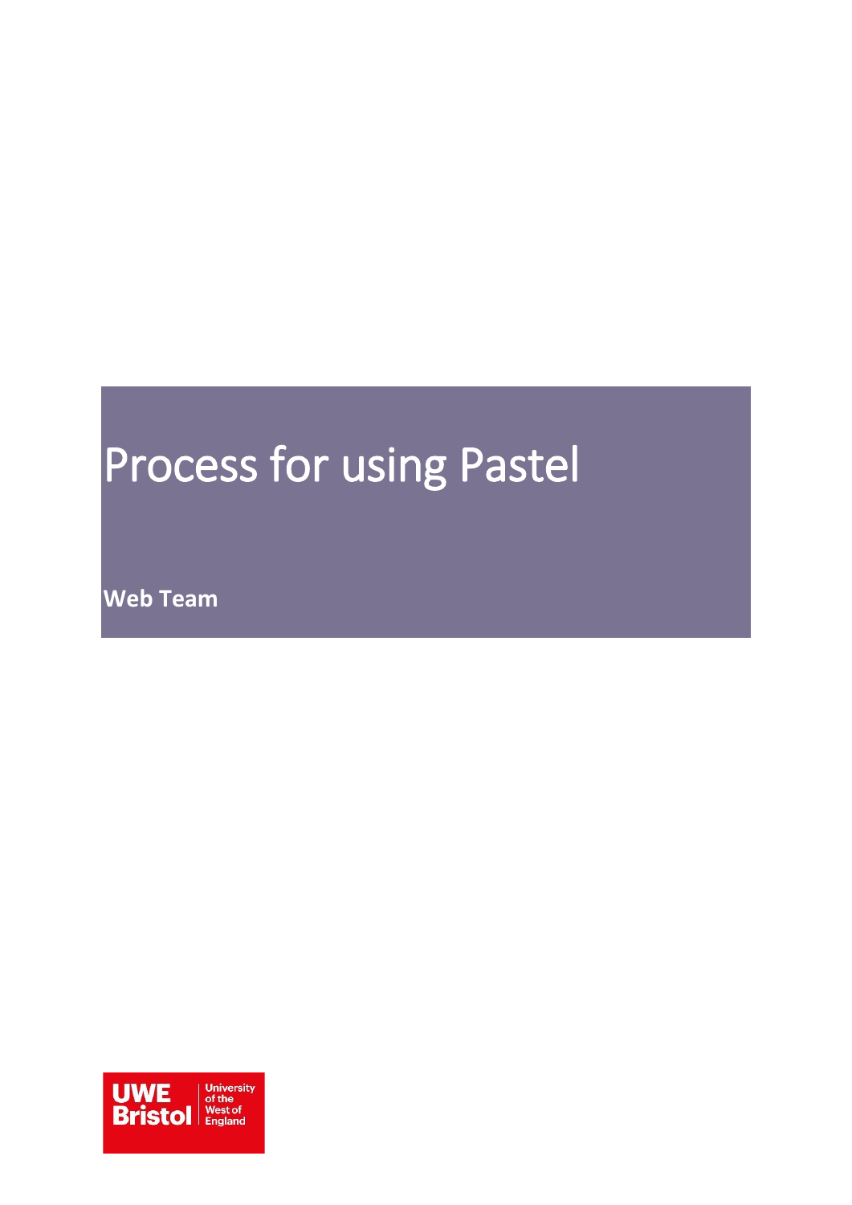# Process for using Pastel

**Web Team**

UWE Bristol University of the West of England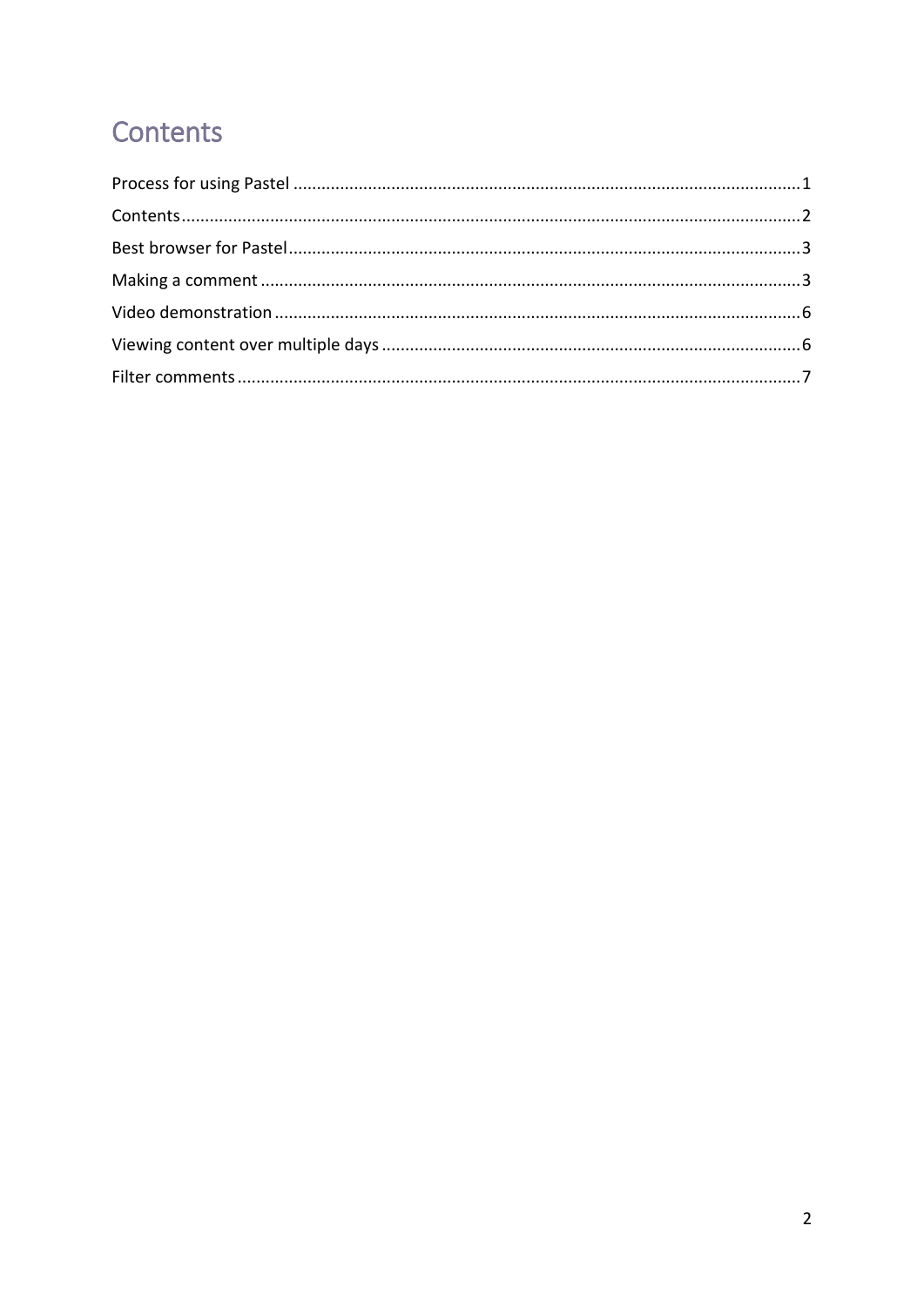# Contents

Process for using Pastel ............................................................ 1
Contents ............................................................ 2
Best browser for Pastel ............................................................ 3
Making a comment ............................................................ 3
Video demonstration ............................................................ 6
Viewing content over multiple days ............................................................ 6
Filter comments ............................................................ 7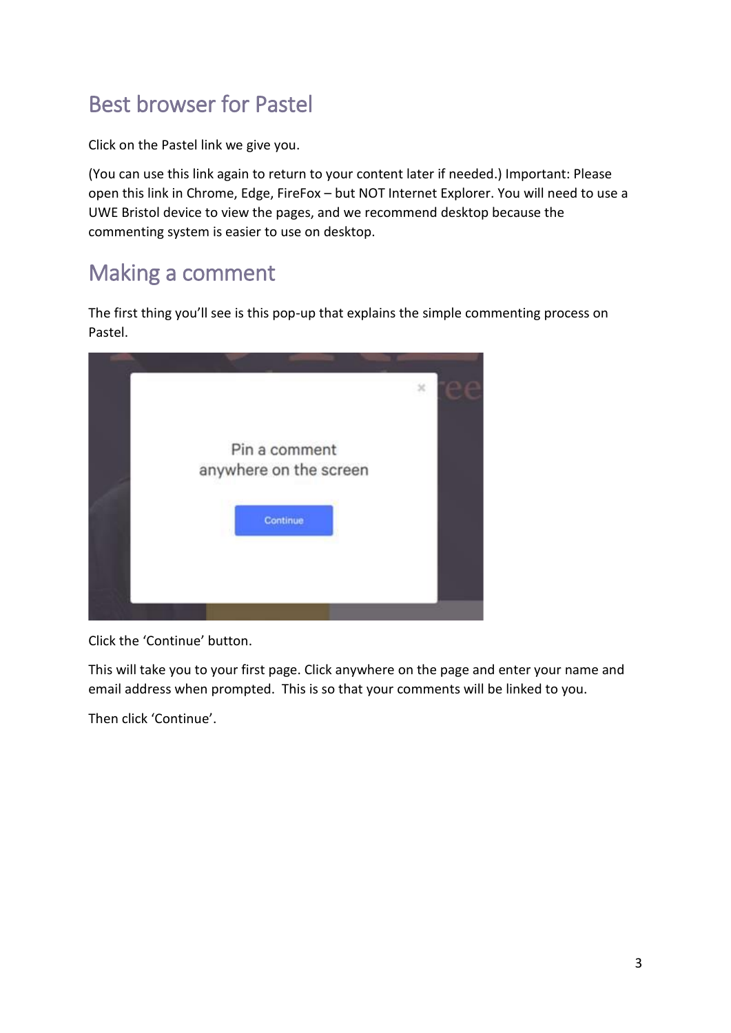## Best browser for Pastel

Click on the Pastel link we give you.

(You can use this link again to return to your content later if needed.) Important: Please open this link in Chrome, Edge, FireFox – but NOT Internet Explorer. You will need to use a UWE Bristol device to view the pages, and we recommend desktop because the commenting system is easier to use on desktop.

## Making a comment

The first thing you'll see is this pop-up that explains the simple commenting process on Pastel.

Click the 'Continue' button.

This will take you to your first page. Click anywhere on the page and enter your name and email address when prompted. This is so that your comments will be linked to you.

Then click 'Continue'.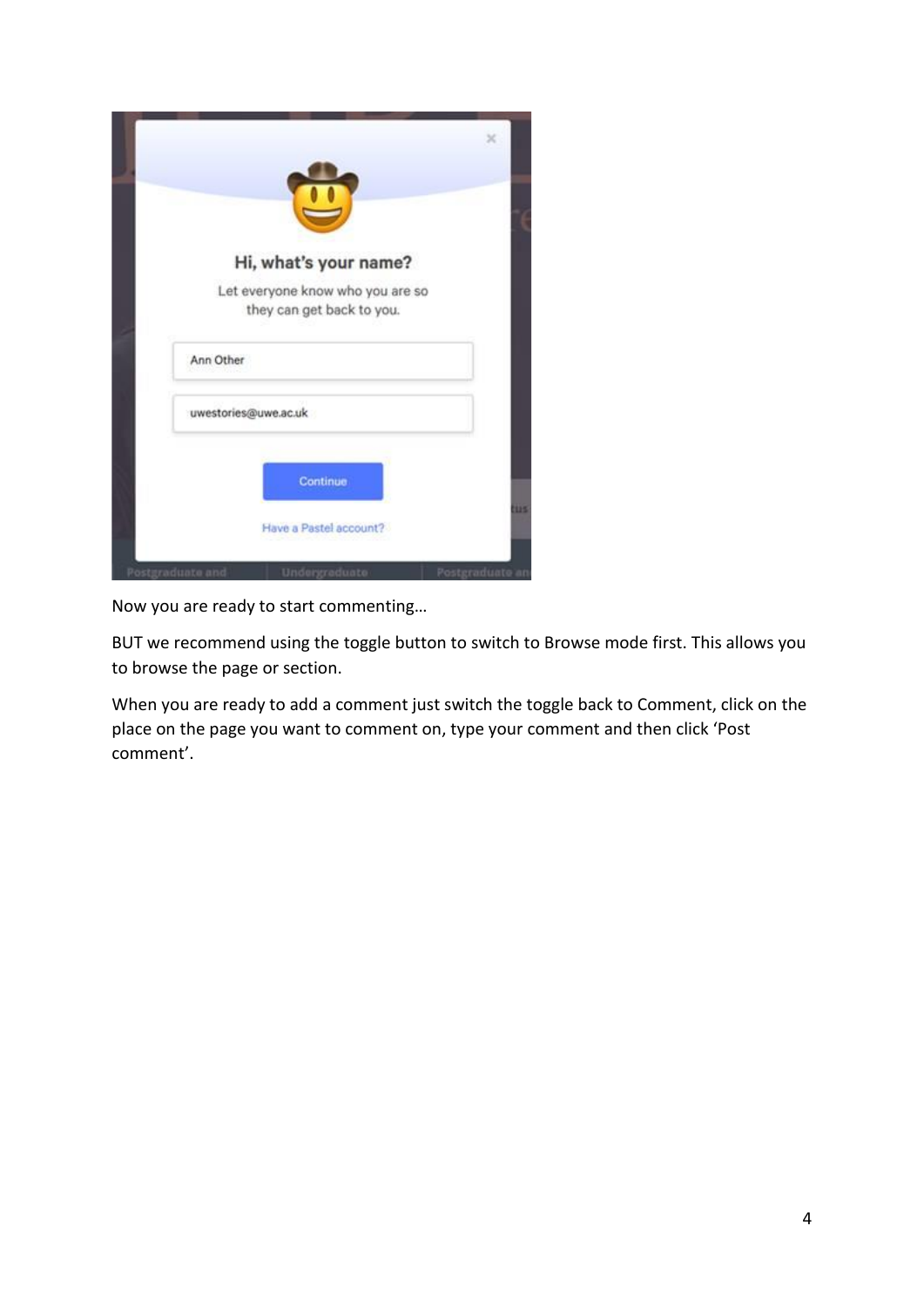Now you are ready to start commenting…

BUT we recommend using the toggle button to switch to Browse mode first. This allows you to browse the page or section.

When you are ready to add a comment just switch the toggle back to Comment, click on the place on the page you want to comment on, type your comment and then click 'Post comment'.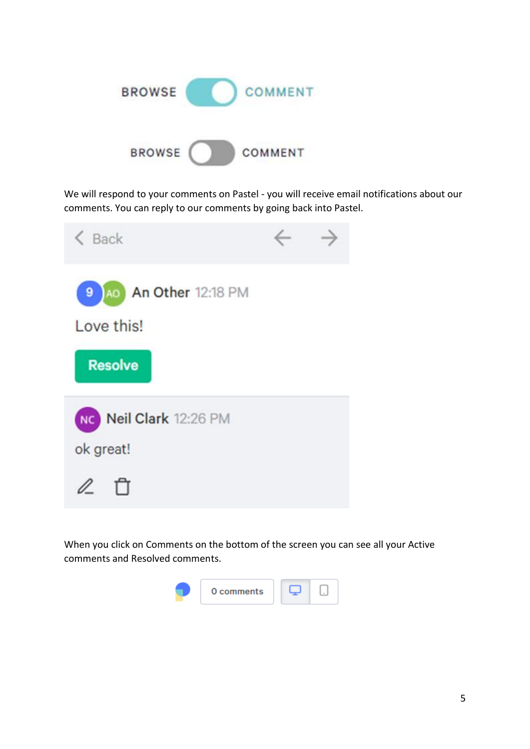We will respond to your comments on Pastel - you will receive email notifications about our comments. You can reply to our comments by going back into Pastel.

When you click on Comments on the bottom of the screen you can see all your Active comments and Resolved comments.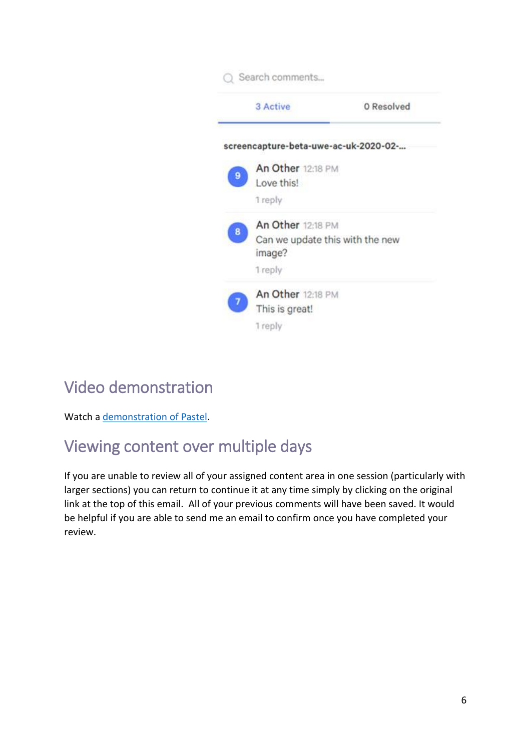Search comments...

3 Active | 0 Resolved

**screencapture-beta-uwe-ac-uk-2020-02-...**

9 **An Other** 12:18 PM
Love this!
1 reply

8 **An Other** 12:18 PM
Can we update this with the new image?
1 reply

7 **An Other** 12:18 PM
This is great!
1 reply

## Video demonstration

Watch a demonstration of Pastel.

## Viewing content over multiple days

If you are unable to review all of your assigned content area in one session (particularly with larger sections) you can return to continue it at any time simply by clicking on the original link at the top of this email. All of your previous comments will have been saved. It would be helpful if you are able to send me an email to confirm once you have completed your review.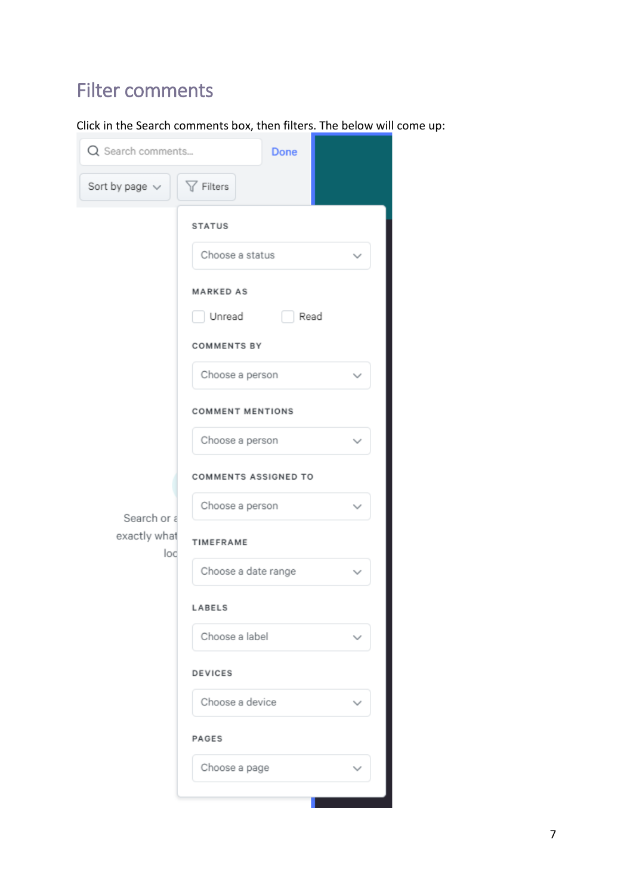## Filter comments

Click in the Search comments box, then filters. The below will come up: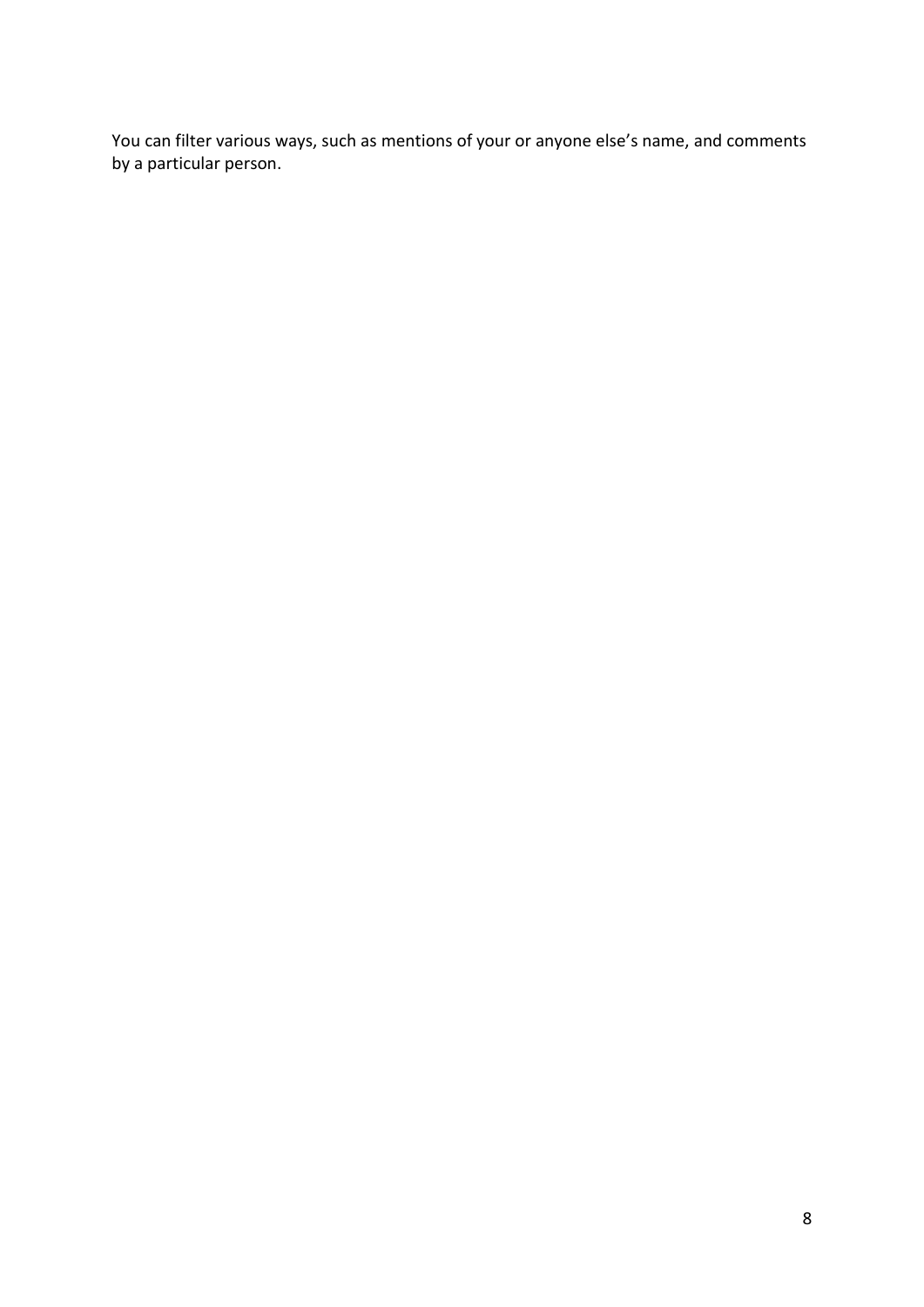You can filter various ways, such as mentions of your or anyone else's name, and comments by a particular person.